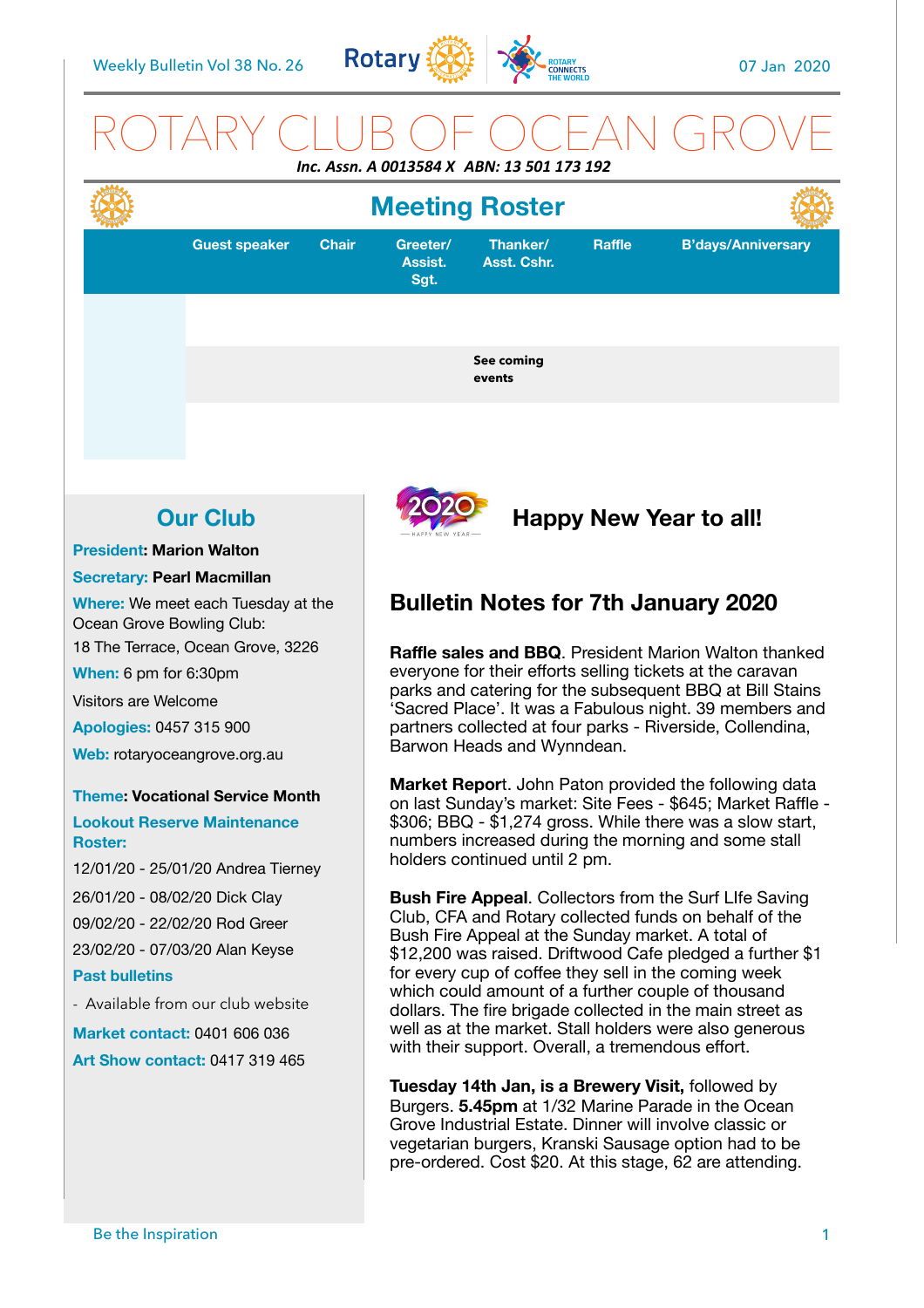Weekly Bulletin Vol 38 No. 26

07 Jan 2020

# ROTARY CLUB OF OCEAN GROVE

***Inc. Assn. A 0013584 X ABN: 13 501 173 192***

## Meeting Roster

| | Guest speaker | Chair | Greeter/ Assist. Sgt. | Thanker/ Asst. Cshr. | Raffle | B'days/Anniversary |
|---|---|---|---|---|---|---|
| | | | | | | |
| | | | **See coming events** | | | |
| | | | | | | |

## Our Club

**President: Marion Walton**

**Secretary: Pearl Macmillan**

**Where:** We meet each Tuesday at the Ocean Grove Bowling Club:

18 The Terrace, Ocean Grove, 3226

**When:** 6 pm for 6:30pm

Visitors are Welcome

**Apologies:** 0457 315 900

**Web:** rotaryoceangrove.org.au

**Theme: Vocational Service Month**

**Lookout Reserve Maintenance Roster:**

12/01/20 - 25/01/20 Andrea Tierney

26/01/20 - 08/02/20 Dick Clay

09/02/20 - 22/02/20 Rod Greer

23/02/20 - 07/03/20 Alan Keyse

**Past bulletins**

- Available from our club website

**Market contact:** 0401 606 036

**Art Show contact:** 0417 319 465

## Happy New Year to all!

## Bulletin Notes for 7th January 2020

**Raffle sales and BBQ**. President Marion Walton thanked everyone for their efforts selling tickets at the caravan parks and catering for the subsequent BBQ at Bill Stains 'Sacred Place'. It was a Fabulous night. 39 members and partners collected at four parks - Riverside, Collendina, Barwon Heads and Wynndean.

**Market Report**. John Paton provided the following data on last Sunday's market: Site Fees - $645; Market Raffle - $306; BBQ - $1,274 gross. While there was a slow start, numbers increased during the morning and some stall holders continued until 2 pm.

**Bush Fire Appeal**. Collectors from the Surf LIfe Saving Club, CFA and Rotary collected funds on behalf of the Bush Fire Appeal at the Sunday market. A total of $12,200 was raised. Driftwood Cafe pledged a further $1 for every cup of coffee they sell in the coming week which could amount of a further couple of thousand dollars. The fire brigade collected in the main street as well as at the market. Stall holders were also generous with their support. Overall, a tremendous effort.

**Tuesday 14th Jan, is a Brewery Visit,** followed by Burgers. **5.45pm** at 1/32 Marine Parade in the Ocean Grove Industrial Estate. Dinner will involve classic or vegetarian burgers, Kranski Sausage option had to be pre-ordered. Cost $20. At this stage, 62 are attending.

Be the Inspiration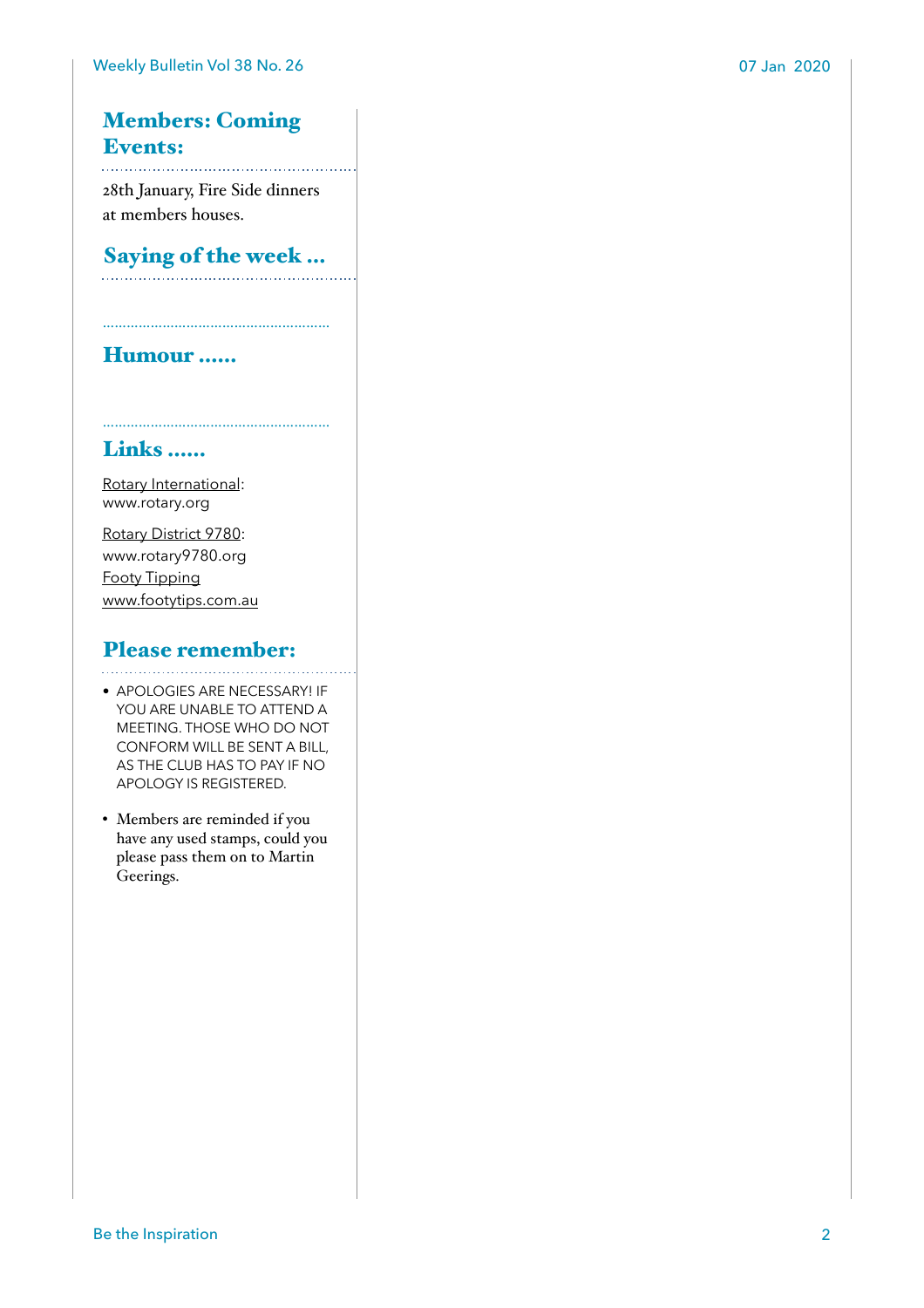## Members: Coming Events:

28th January, Fire Side dinners at members houses.

## Saying of the week ...

## Humour ......

## Links ......

Rotary International: www.rotary.org

Rotary District 9780: www.rotary9780.org

Footy Tipping www.footytips.com.au

## Please remember:

- APOLOGIES ARE NECESSARY! IF YOU ARE UNABLE TO ATTEND A MEETING. THOSE WHO DO NOT CONFORM WILL BE SENT A BILL, AS THE CLUB HAS TO PAY IF NO APOLOGY IS REGISTERED.
- Members are reminded if you have any used stamps, could you please pass them on to Martin Geerings.